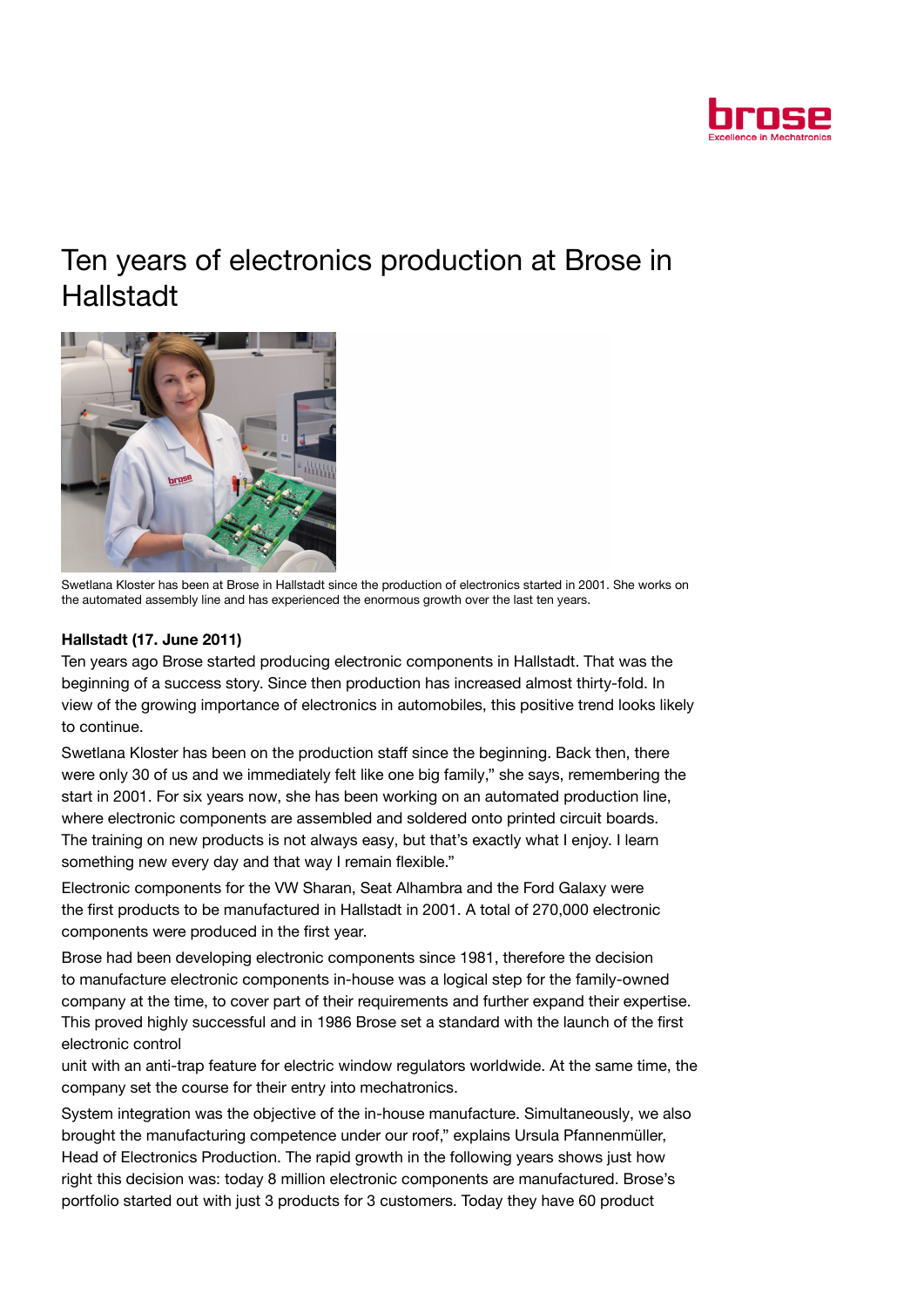# Ten years of electronics production at Brose in Hallstadt

Swetlana Kloster has been at Brose in Hallstadt since the production of electronics started in 2001. She works on the automated assembly line and has experienced the enormous growth over the last ten years.

**Hallstadt (17. June 2011)**

Ten years ago Brose started producing electronic components in Hallstadt. That was the beginning of a success story. Since then production has increased almost thirty-fold. In view of the growing importance of electronics in automobiles, this positive trend looks likely to continue.

Swetlana Kloster has been on the production staff since the beginning. Back then, there were only 30 of us and we immediately felt like one big family," she says, remembering the start in 2001. For six years now, she has been working on an automated production line, where electronic components are assembled and soldered onto printed circuit boards. The training on new products is not always easy, but that's exactly what I enjoy. I learn something new every day and that way I remain flexible."

Electronic components for the VW Sharan, Seat Alhambra and the Ford Galaxy were the first products to be manufactured in Hallstadt in 2001. A total of 270,000 electronic components were produced in the first year.

Brose had been developing electronic components since 1981, therefore the decision to manufacture electronic components in-house was a logical step for the family-owned company at the time, to cover part of their requirements and further expand their expertise. This proved highly successful and in 1986 Brose set a standard with the launch of the first electronic control
unit with an anti-trap feature for electric window regulators worldwide. At the same time, the company set the course for their entry into mechatronics.

System integration was the objective of the in-house manufacture. Simultaneously, we also brought the manufacturing competence under our roof," explains Ursula Pfannenmüller, Head of Electronics Production. The rapid growth in the following years shows just how right this decision was: today 8 million electronic components are manufactured. Brose's portfolio started out with just 3 products for 3 customers. Today they have 60 product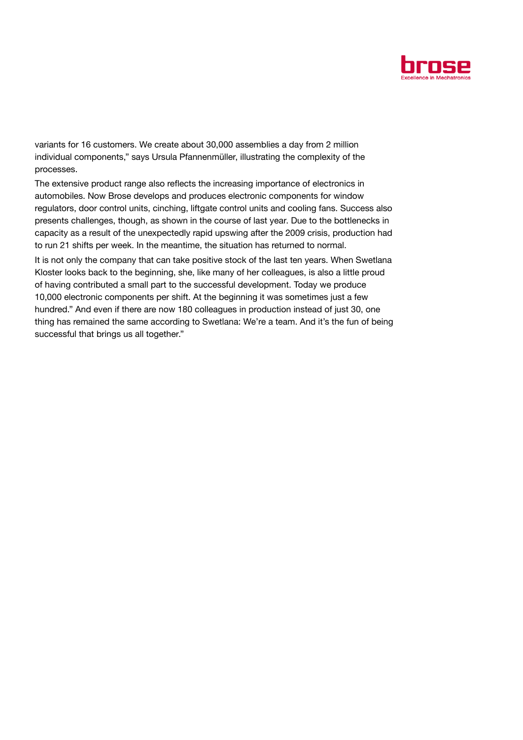variants for 16 customers. We create about 30,000 assemblies a day from 2 million individual components," says Ursula Pfannenmüller, illustrating the complexity of the processes.

The extensive product range also reflects the increasing importance of electronics in automobiles. Now Brose develops and produces electronic components for window regulators, door control units, cinching, liftgate control units and cooling fans. Success also presents challenges, though, as shown in the course of last year. Due to the bottlenecks in capacity as a result of the unexpectedly rapid upswing after the 2009 crisis, production had to run 21 shifts per week. In the meantime, the situation has returned to normal.

It is not only the company that can take positive stock of the last ten years. When Swetlana Kloster looks back to the beginning, she, like many of her colleagues, is also a little proud of having contributed a small part to the successful development. Today we produce 10,000 electronic components per shift. At the beginning it was sometimes just a few hundred." And even if there are now 180 colleagues in production instead of just 30, one thing has remained the same according to Swetlana: We're a team. And it's the fun of being successful that brings us all together."